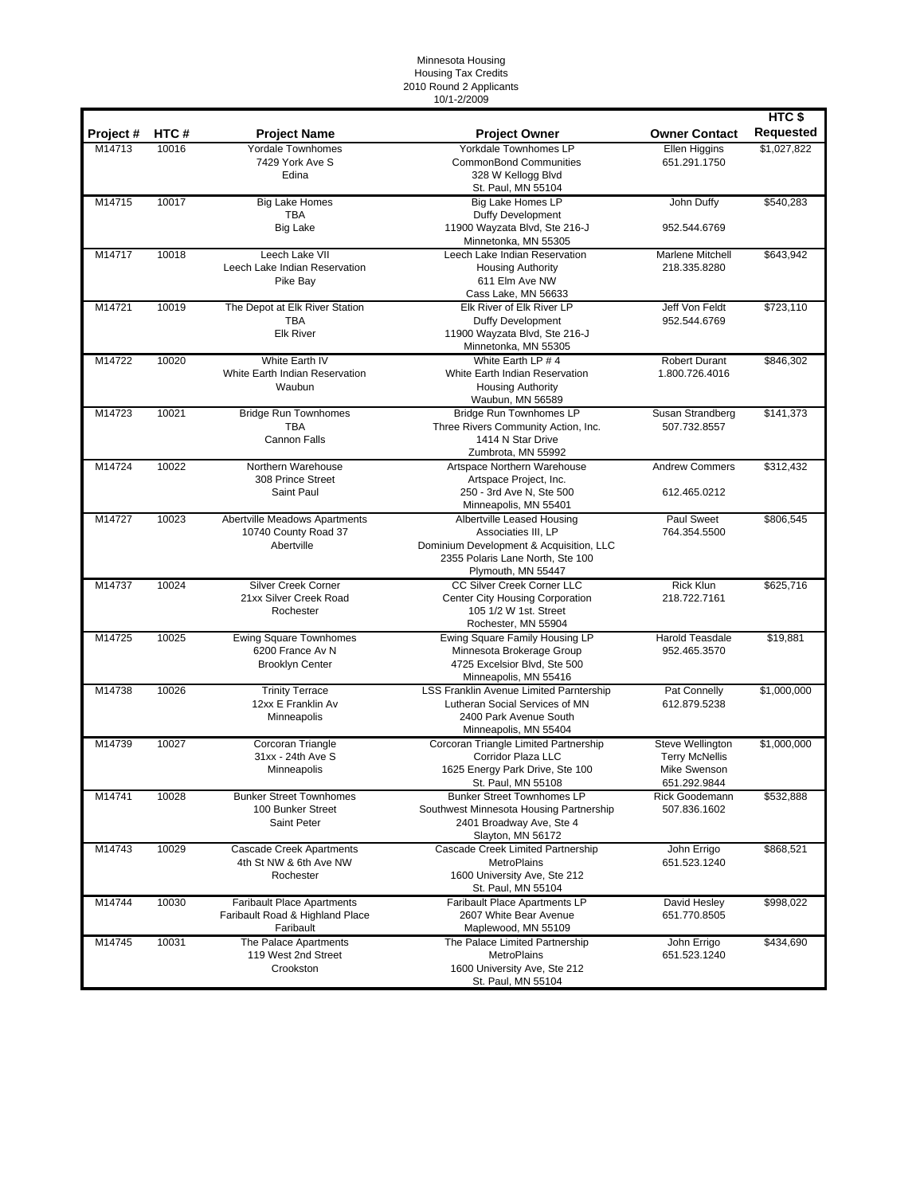Minnesota Housing
Housing Tax Credits
2010 Round 2 Applicants
10/1-2/2009

| Project # | HTC # | Project Name | Project Owner | Owner Contact | HTC $ Requested |
|---|---|---|---|---|---|
| M14713 | 10016 | Yordale Townhomes<br>7429 York Ave S<br>Edina | Yorkdale Townhomes LP<br>CommonBond Communities<br>328 W Kellogg Blvd<br>St. Paul, MN 55104 | Ellen Higgins<br>651.291.1750 | $1,027,822 |
| M14715 | 10017 | Big Lake Homes<br>TBA<br>Big Lake | Big Lake Homes LP<br>Duffy Development<br>11900 Wayzata Blvd, Ste 216-J<br>Minnetonka, MN 55305 | John Duffy<br>952.544.6769 | $540,283 |
| M14717 | 10018 | Leech Lake VII<br>Leech Lake Indian Reservation<br>Pike Bay | Leech Lake Indian Reservation<br>Housing Authority<br>611 Elm Ave NW<br>Cass Lake, MN 56633 | Marlene Mitchell<br>218.335.8280 | $643,942 |
| M14721 | 10019 | The Depot at Elk River Station<br>TBA<br>Elk River | Elk River of Elk River LP<br>Duffy Development<br>11900 Wayzata Blvd, Ste 216-J<br>Minnetonka, MN 55305 | Jeff Von Feldt<br>952.544.6769 | $723,110 |
| M14722 | 10020 | White Earth IV<br>White Earth Indian Reservation<br>Waubun | White Earth LP # 4<br>White Earth Indian Reservation<br>Housing Authority<br>Waubun, MN 56589 | Robert Durant<br>1.800.726.4016 | $846,302 |
| M14723 | 10021 | Bridge Run Townhomes<br>TBA<br>Cannon Falls | Bridge Run Townhomes LP<br>Three Rivers Community Action, Inc.<br>1414 N Star Drive<br>Zumbrota, MN 55992 | Susan Strandberg<br>507.732.8557 | $141,373 |
| M14724 | 10022 | Northern Warehouse<br>308 Prince Street<br>Saint Paul | Artspace Northern Warehouse<br>Artspace Project, Inc.<br>250 - 3rd Ave N, Ste 500<br>Minneapolis, MN 55401 | Andrew Commers<br>612.465.0212 | $312,432 |
| M14727 | 10023 | Abertville Meadows Apartments<br>10740 County Road 37<br>Abertville | Albertville Leased Housing<br>Associaties III, LP<br>Dominium Development & Acquisition, LLC<br>2355 Polaris Lane North, Ste 100<br>Plymouth, MN 55447 | Paul Sweet<br>764.354.5500 | $806,545 |
| M14737 | 10024 | Silver Creek Corner<br>21xx Silver Creek Road<br>Rochester | CC Silver Creek Corner LLC<br>Center City Housing Corporation<br>105 1/2 W 1st. Street<br>Rochester, MN 55904 | Rick Klun<br>218.722.7161 | $625,716 |
| M14725 | 10025 | Ewing Square Townhomes<br>6200 France Av N<br>Brooklyn Center | Ewing Square Family Housing LP<br>Minnesota Brokerage Group<br>4725 Excelsior Blvd, Ste 500<br>Minneapolis, MN 55416 | Harold Teasdale<br>952.465.3570 | $19,881 |
| M14738 | 10026 | Trinity Terrace<br>12xx E Franklin Av<br>Minneapolis | LSS Franklin Avenue Limited Parntership<br>Lutheran Social Services of MN<br>2400 Park Avenue South<br>Minneapolis, MN 55404 | Pat Connelly<br>612.879.5238 | $1,000,000 |
| M14739 | 10027 | Corcoran Triangle<br>31xx - 24th Ave S<br>Minneapolis | Corcoran Triangle Limited Partnership<br>Corridor Plaza LLC<br>1625 Energy Park Drive, Ste 100<br>St. Paul, MN 55108 | Steve Wellington<br>Terry McNellis<br>Mike Swenson<br>651.292.9844 | $1,000,000 |
| M14741 | 10028 | Bunker Street Townhomes<br>100 Bunker Street<br>Saint Peter | Bunker Street Townhomes LP<br>Southwest Minnesota Housing Partnership<br>2401 Broadway Ave, Ste 4<br>Slayton, MN 56172 | Rick Goodemann<br>507.836.1602 | $532,888 |
| M14743 | 10029 | Cascade Creek Apartments<br>4th St NW & 6th Ave NW<br>Rochester | Cascade Creek Limited Partnership<br>MetroPlains<br>1600 University Ave, Ste 212<br>St. Paul, MN 55104 | John Errigo<br>651.523.1240 | $868,521 |
| M14744 | 10030 | Faribault Place Apartments<br>Faribault Road & Highland Place<br>Faribault | Faribault Place Apartments LP<br>2607 White Bear Avenue<br>Maplewood, MN 55109 | David Hesley<br>651.770.8505 | $998,022 |
| M14745 | 10031 | The Palace Apartments<br>119 West 2nd Street<br>Crookston | The Palace Limited Partnership<br>MetroPlains<br>1600 University Ave, Ste 212<br>St. Paul, MN 55104 | John Errigo<br>651.523.1240 | $434,690 |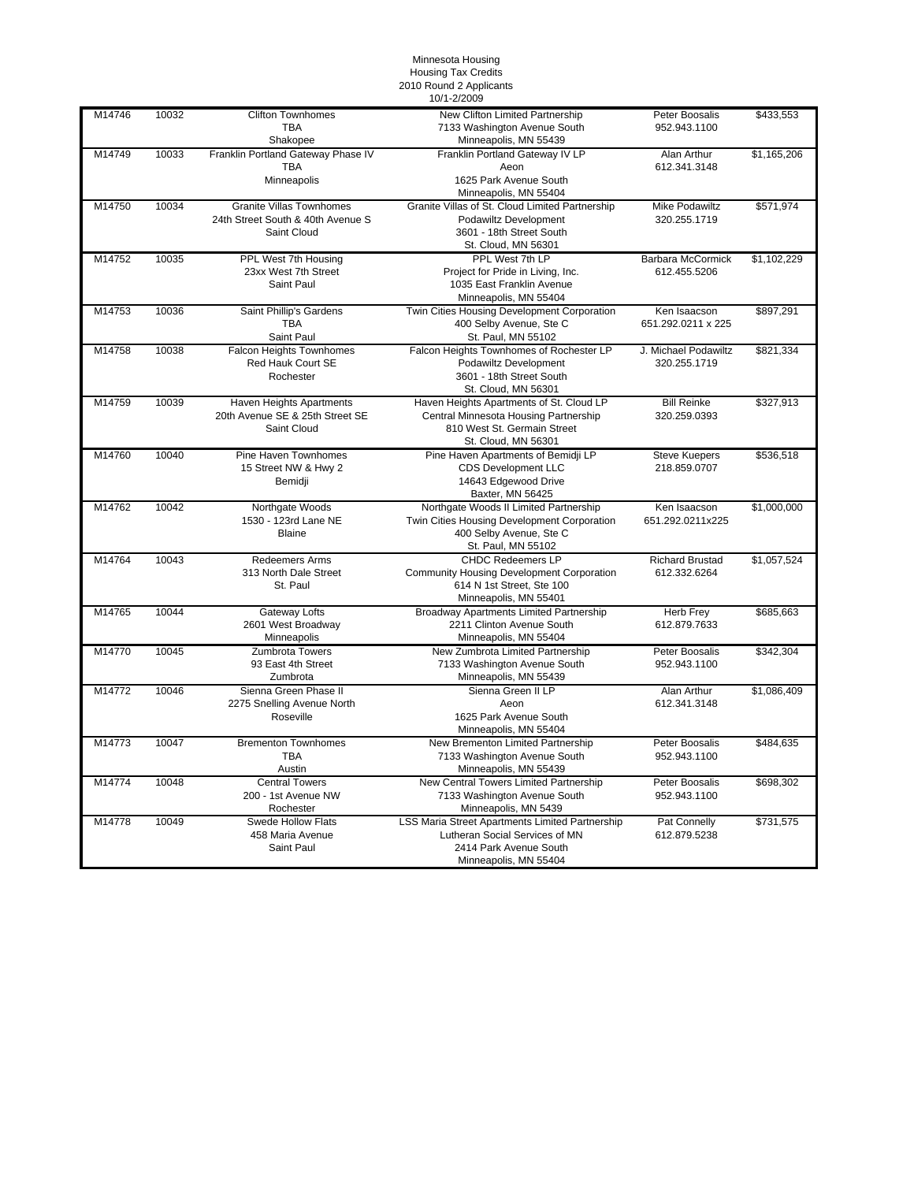Minnesota Housing
Housing Tax Credits
2010 Round 2 Applicants
10/1-2/2009

| | | | | | |
|---|---|---|---|---|---|
| M14746 | 10032 | Clifton Townhomes<br>TBA<br>Shakopee | New Clifton Limited Partnership<br>7133 Washington Avenue South<br>Minneapolis, MN 55439 | Peter Boosalis<br>952.943.1100 | $433,553 |
| M14749 | 10033 | Franklin Portland Gateway Phase IV<br>TBA<br>Minneapolis | Franklin Portland Gateway IV LP<br>Aeon<br>1625 Park Avenue South<br>Minneapolis, MN 55404 | Alan Arthur<br>612.341.3148 | $1,165,206 |
| M14750 | 10034 | Granite Villas Townhomes<br>24th Street South & 40th Avenue S<br>Saint Cloud | Granite Villas of St. Cloud Limited Partnership<br>Podawiltz Development<br>3601 - 18th Street South<br>St. Cloud, MN 56301 | Mike Podawiltz<br>320.255.1719 | $571,974 |
| M14752 | 10035 | PPL West 7th Housing<br>23xx West 7th Street<br>Saint Paul | PPL West 7th LP<br>Project for Pride in Living, Inc.<br>1035 East Franklin Avenue<br>Minneapolis, MN 55404 | Barbara McCormick<br>612.455.5206 | $1,102,229 |
| M14753 | 10036 | Saint Phillip's Gardens<br>TBA<br>Saint Paul | Twin Cities Housing Development Corporation<br>400 Selby Avenue, Ste C<br>St. Paul, MN 55102 | Ken Isaacson<br>651.292.0211 x 225 | $897,291 |
| M14758 | 10038 | Falcon Heights Townhomes<br>Red Hauk Court SE<br>Rochester | Falcon Heights Townhomes of Rochester LP<br>Podawiltz Development<br>3601 - 18th Street South<br>St. Cloud, MN 56301 | J. Michael Podawiltz<br>320.255.1719 | $821,334 |
| M14759 | 10039 | Haven Heights Apartments<br>20th Avenue SE & 25th Street SE<br>Saint Cloud | Haven Heights Apartments of St. Cloud LP<br>Central Minnesota Housing Partnership<br>810 West St. Germain Street<br>St. Cloud, MN 56301 | Bill Reinke<br>320.259.0393 | $327,913 |
| M14760 | 10040 | Pine Haven Townhomes<br>15 Street NW & Hwy 2<br>Bemidji | Pine Haven Apartments of Bemidji LP<br>CDS Development LLC<br>14643 Edgewood Drive<br>Baxter, MN 56425 | Steve Kuepers<br>218.859.0707 | $536,518 |
| M14762 | 10042 | Northgate Woods<br>1530 - 123rd Lane NE<br>Blaine | Northgate Woods II Limited Partnership<br>Twin Cities Housing Development Corporation<br>400 Selby Avenue, Ste C<br>St. Paul, MN 55102 | Ken Isaacson<br>651.292.0211x225 | $1,000,000 |
| M14764 | 10043 | Redeemers Arms<br>313 North Dale Street<br>St. Paul | CHDC Redeemers LP<br>Community Housing Development Corporation<br>614 N 1st Street, Ste 100<br>Minneapolis, MN 55401 | Richard Brustad<br>612.332.6264 | $1,057,524 |
| M14765 | 10044 | Gateway Lofts<br>2601 West Broadway<br>Minneapolis | Broadway Apartments Limited Partnership<br>2211 Clinton Avenue South<br>Minneapolis, MN 55404 | Herb Frey<br>612.879.7633 | $685,663 |
| M14770 | 10045 | Zumbrota Towers<br>93 East 4th Street<br>Zumbrota | New Zumbrota Limited Partnership<br>7133 Washington Avenue South<br>Minneapolis, MN 55439 | Peter Boosalis<br>952.943.1100 | $342,304 |
| M14772 | 10046 | Sienna Green Phase II<br>2275 Snelling Avenue North<br>Roseville | Sienna Green II LP<br>Aeon<br>1625 Park Avenue South<br>Minneapolis, MN 55404 | Alan Arthur<br>612.341.3148 | $1,086,409 |
| M14773 | 10047 | Brementon Townhomes<br>TBA<br>Austin | New Brementon Limited Partnership<br>7133 Washington Avenue South<br>Minneapolis, MN 55439 | Peter Boosalis<br>952.943.1100 | $484,635 |
| M14774 | 10048 | Central Towers<br>200 - 1st Avenue NW<br>Rochester | New Central Towers Limited Partnership<br>7133 Washington Avenue South<br>Minneapolis, MN 5439 | Peter Boosalis<br>952.943.1100 | $698,302 |
| M14778 | 10049 | Swede Hollow Flats<br>458 Maria Avenue<br>Saint Paul | LSS Maria Street Apartments Limited Partnership<br>Lutheran Social Services of MN<br>2414 Park Avenue South<br>Minneapolis, MN 55404 | Pat Connelly<br>612.879.5238 | $731,575 |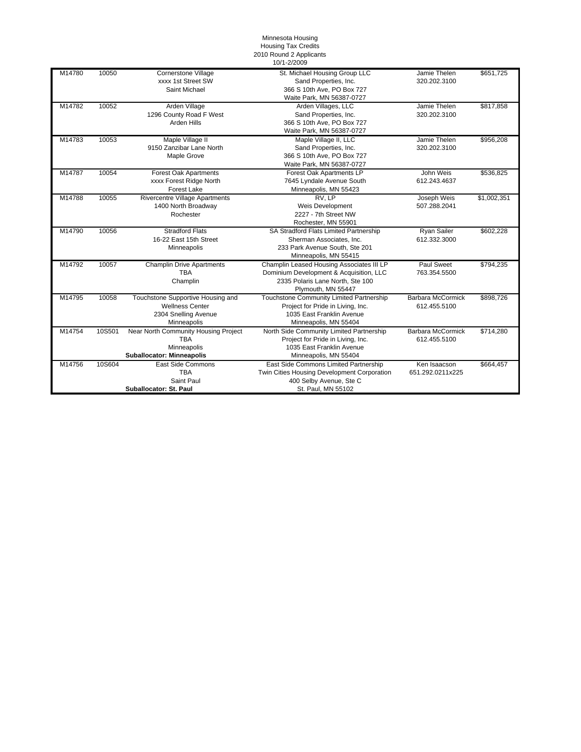Minnesota Housing
Housing Tax Credits
2010 Round 2 Applicants
10/1-2/2009

| | | | | | |
|---|---|---|---|---|---|
| M14780 | 10050 | Cornerstone Village<br>xxxx 1st Street SW<br>Saint Michael | St. Michael Housing Group LLC<br>Sand Properties, Inc.<br>366 S 10th Ave, PO Box 727<br>Waite Park, MN 56387-0727 | Jamie Thelen<br>320.202.3100 | $651,725 |
| M14782 | 10052 | Arden Village<br>1296 County Road F West<br>Arden Hills | Arden Villages, LLC<br>Sand Properties, Inc.<br>366 S 10th Ave, PO Box 727<br>Waite Park, MN 56387-0727 | Jamie Thelen<br>320.202.3100 | $817,858 |
| M14783 | 10053 | Maple Village II<br>9150 Zanzibar Lane North<br>Maple Grove | Maple Village II, LLC<br>Sand Properties, Inc.<br>366 S 10th Ave, PO Box 727<br>Waite Park, MN 56387-0727 | Jamie Thelen<br>320.202.3100 | $956,208 |
| M14787 | 10054 | Forest Oak Apartments<br>xxxx Forest Ridge North<br>Forest Lake | Forest Oak Apartments LP<br>7645 Lyndale Avenue South<br>Minneapolis, MN 55423 | John Weis<br>612.243.4637 | $536,825 |
| M14788 | 10055 | Rivercentre Village Apartments<br>1400 North Broadway<br>Rochester | RV, LP<br>Weis Development<br>2227 - 7th Street NW<br>Rochester, MN 55901 | Joseph Weis<br>507.288.2041 | $1,002,351 |
| M14790 | 10056 | Stradford Flats<br>16-22 East 15th Street<br>Minneapolis | SA Stradford Flats Limited Partnership<br>Sherman Associates, Inc.<br>233 Park Avenue South, Ste 201<br>Minneapolis, MN 55415 | Ryan Sailer<br>612.332.3000 | $602,228 |
| M14792 | 10057 | Champlin Drive Apartments<br>TBA<br>Champlin | Champlin Leased Housing Associates III LP<br>Dominium Development & Acquisition, LLC<br>2335 Polaris Lane North, Ste 100<br>Plymouth, MN 55447 | Paul Sweet<br>763.354.5500 | $794,235 |
| M14795 | 10058 | Touchstone Supportive Housing and<br>Wellness Center<br>2304 Snelling Avenue<br>Minneapolis | Touchstone Community Limited Partnership<br>Project for Pride in Living, Inc.<br>1035 East Franklin Avenue<br>Minneapolis, MN 55404 | Barbara McCormick<br>612.455.5100 | $898,726 |
| M14754 | 10S501 | Near North Community Housing Project<br>TBA<br>Minneapolis<br>**Suballocator: Minneapolis** | North Side Community Limited Partnership<br>Project for Pride in Living, Inc.<br>1035 East Franklin Avenue<br>Minneapolis, MN 55404 | Barbara McCormick<br>612.455.5100 | $714,280 |
| M14756 | 10S604 | East Side Commons<br>TBA<br>Saint Paul<br>**Suballocator: St. Paul** | East Side Commons Limited Partnership<br>Twin Cities Housing Development Corporation<br>400 Selby Avenue, Ste C<br>St. Paul, MN 55102 | Ken Isaacson<br>651.292.0211x225 | $664,457 |